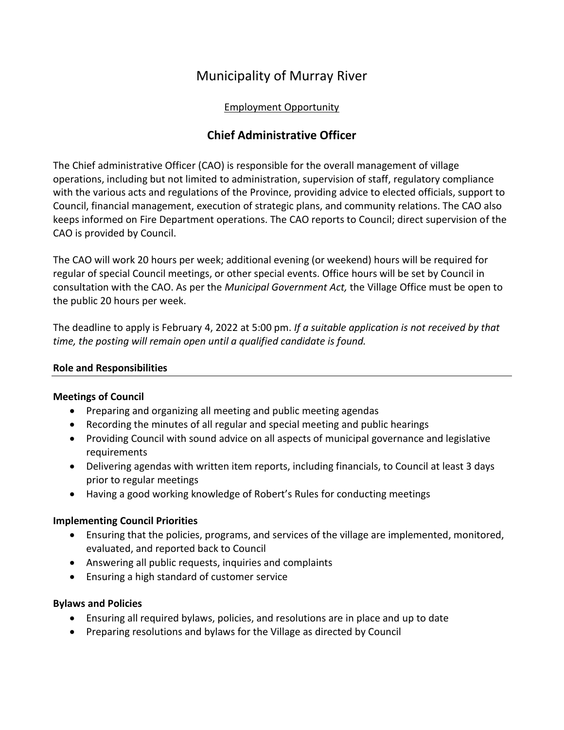# Municipality of Murray River

Employment Opportunity

## Chief Administrative Officer

The Chief administrative Officer (CAO) is responsible for the overall management of village operations, including but not limited to administration, supervision of staff, regulatory compliance with the various acts and regulations of the Province, providing advice to elected officials, support to Council, financial management, execution of strategic plans, and community relations. The CAO also keeps informed on Fire Department operations. The CAO reports to Council; direct supervision of the CAO is provided by Council.

The CAO will work 20 hours per week; additional evening (or weekend) hours will be required for regular of special Council meetings, or other special events. Office hours will be set by Council in consultation with the CAO. As per the *Municipal Government Act,* the Village Office must be open to the public 20 hours per week.

The deadline to apply is February 4, 2022 at 5:00 pm. *If a suitable application is not received by that time, the posting will remain open until a qualified candidate is found.*

### Role and Responsibilities

**Meetings of Council**

- Preparing and organizing all meeting and public meeting agendas
- Recording the minutes of all regular and special meeting and public hearings
- Providing Council with sound advice on all aspects of municipal governance and legislative requirements
- Delivering agendas with written item reports, including financials, to Council at least 3 days prior to regular meetings
- Having a good working knowledge of Robert's Rules for conducting meetings

**Implementing Council Priorities**

- Ensuring that the policies, programs, and services of the village are implemented, monitored, evaluated, and reported back to Council
- Answering all public requests, inquiries and complaints
- Ensuring a high standard of customer service

**Bylaws and Policies**

- Ensuring all required bylaws, policies, and resolutions are in place and up to date
- Preparing resolutions and bylaws for the Village as directed by Council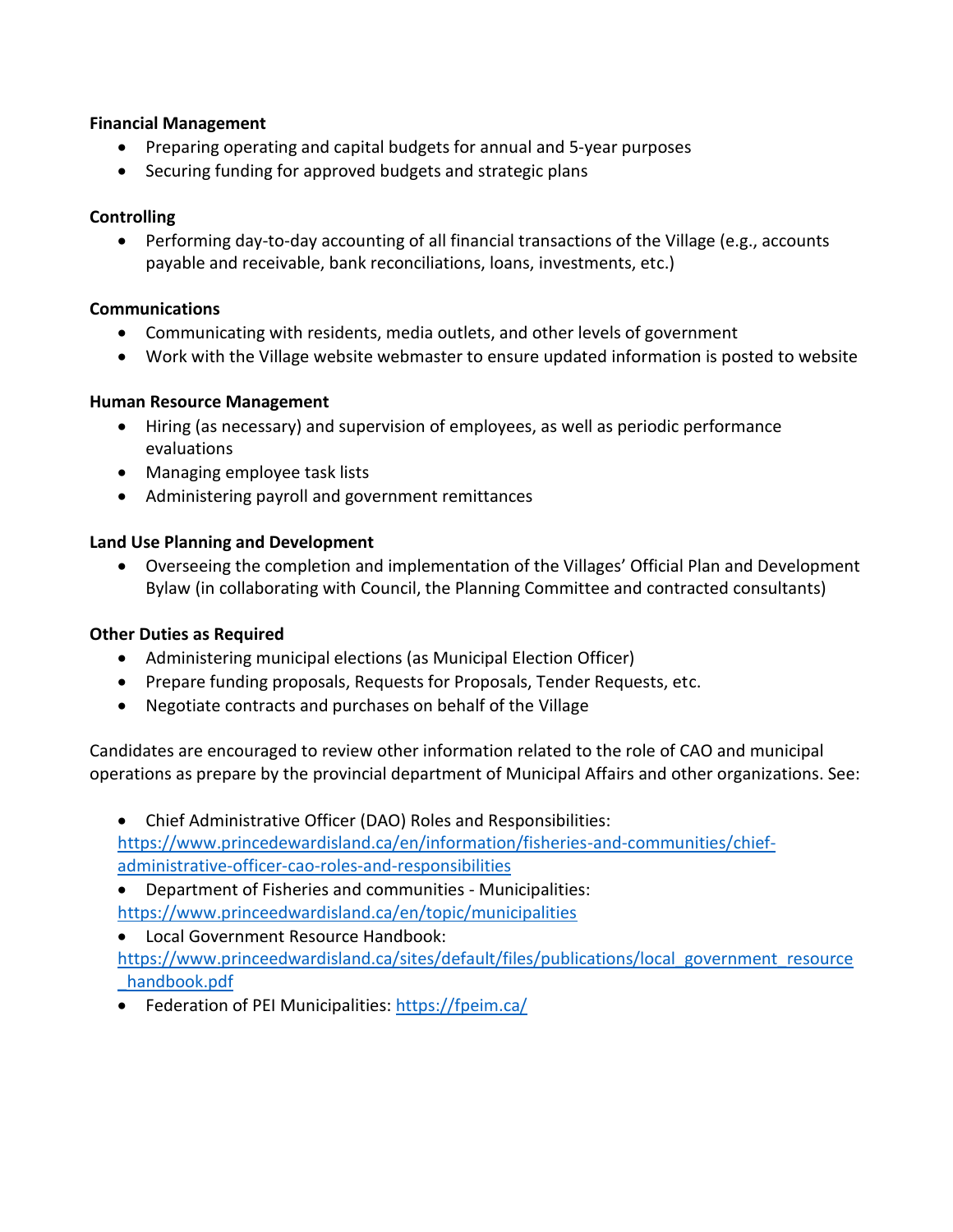**Financial Management**

- Preparing operating and capital budgets for annual and 5-year purposes
- Securing funding for approved budgets and strategic plans

**Controlling**

- Performing day-to-day accounting of all financial transactions of the Village (e.g., accounts payable and receivable, bank reconciliations, loans, investments, etc.)

**Communications**

- Communicating with residents, media outlets, and other levels of government
- Work with the Village website webmaster to ensure updated information is posted to website

**Human Resource Management**

- Hiring (as necessary) and supervision of employees, as well as periodic performance evaluations
- Managing employee task lists
- Administering payroll and government remittances

**Land Use Planning and Development**

- Overseeing the completion and implementation of the Villages' Official Plan and Development Bylaw (in collaborating with Council, the Planning Committee and contracted consultants)

**Other Duties as Required**

- Administering municipal elections (as Municipal Election Officer)
- Prepare funding proposals, Requests for Proposals, Tender Requests, etc.
- Negotiate contracts and purchases on behalf of the Village

Candidates are encouraged to review other information related to the role of CAO and municipal operations as prepare by the provincial department of Municipal Affairs and other organizations. See:

- Chief Administrative Officer (DAO) Roles and Responsibilities: https://www.princedewardisland.ca/en/information/fisheries-and-communities/chief-administrative-officer-cao-roles-and-responsibilities
- Department of Fisheries and communities - Municipalities: https://www.princeedwardisland.ca/en/topic/municipalities
- Local Government Resource Handbook: https://www.princeedwardisland.ca/sites/default/files/publications/local_government_resource_handbook.pdf
- Federation of PEI Municipalities: https://fpeim.ca/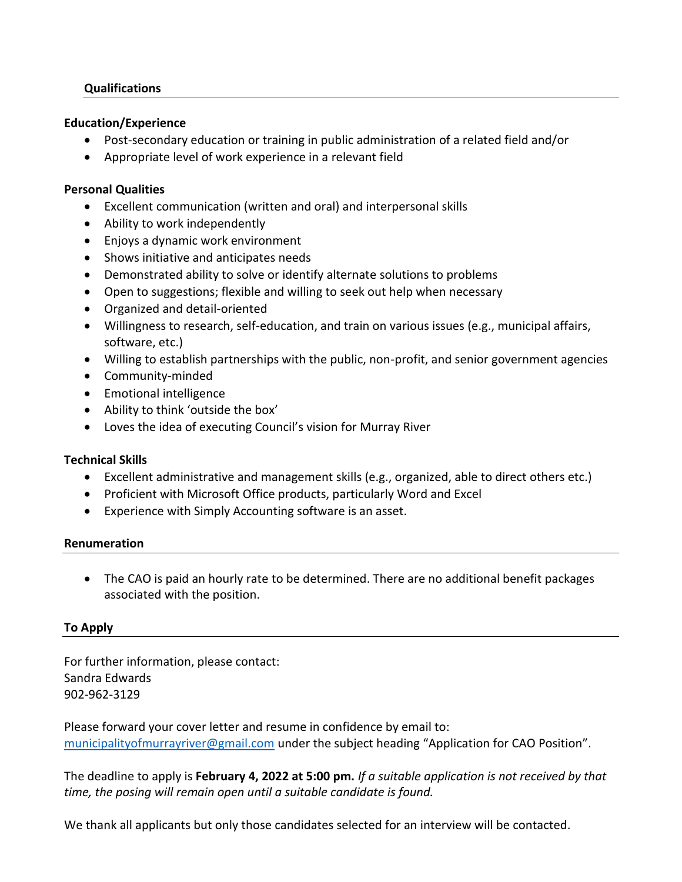## Qualifications

### Education/Experience

- Post-secondary education or training in public administration of a related field and/or
- Appropriate level of work experience in a relevant field

### Personal Qualities

- Excellent communication (written and oral) and interpersonal skills
- Ability to work independently
- Enjoys a dynamic work environment
- Shows initiative and anticipates needs
- Demonstrated ability to solve or identify alternate solutions to problems
- Open to suggestions; flexible and willing to seek out help when necessary
- Organized and detail-oriented
- Willingness to research, self-education, and train on various issues (e.g., municipal affairs, software, etc.)
- Willing to establish partnerships with the public, non-profit, and senior government agencies
- Community-minded
- Emotional intelligence
- Ability to think 'outside the box'
- Loves the idea of executing Council's vision for Murray River

### Technical Skills

- Excellent administrative and management skills (e.g., organized, able to direct others etc.)
- Proficient with Microsoft Office products, particularly Word and Excel
- Experience with Simply Accounting software is an asset.

## Renumeration

- The CAO is paid an hourly rate to be determined. There are no additional benefit packages associated with the position.

## To Apply

For further information, please contact:
Sandra Edwards
902-962-3129

Please forward your cover letter and resume in confidence by email to: municipalityofmurrayriver@gmail.com under the subject heading "Application for CAO Position".

The deadline to apply is **February 4, 2022 at 5:00 pm.** *If a suitable application is not received by that time, the posing will remain open until a suitable candidate is found.*

We thank all applicants but only those candidates selected for an interview will be contacted.